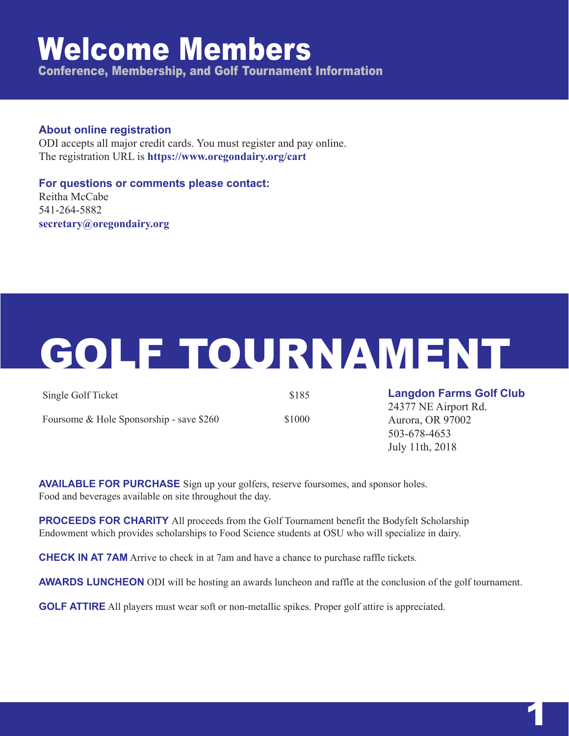# Welcome Members

## Conference, Membership, and Golf Tournament Information

### About online registration

ODI accepts all major credit cards. You must register and pay online.
The registration URL is **https://www.oregondairy.org/cart**

### For questions or comments please contact:

Reitha McCabe
541-264-5882
**secretary@oregondairy.org**

# GOLF TOURNAMENT

| | |
|---|---|
| Single Golf Ticket | $185 |
| Foursome & Hole Sponsorship - save $260 | $1000 |

**Langdon Farms Golf Club**
24377 NE Airport Rd.
Aurora, OR 97002
503-678-4653
July 11th, 2018

**AVAILABLE FOR PURCHASE** Sign up your golfers, reserve foursomes, and sponsor holes. Food and beverages available on site throughout the day.

**PROCEEDS FOR CHARITY** All proceeds from the Golf Tournament benefit the Bodyfelt Scholarship Endowment which provides scholarships to Food Science students at OSU who will specialize in dairy.

**CHECK IN AT 7AM** Arrive to check in at 7am and have a chance to purchase raffle tickets.

**AWARDS LUNCHEON** ODI will be hosting an awards luncheon and raffle at the conclusion of the golf tournament.

**GOLF ATTIRE** All players must wear soft or non-metallic spikes. Proper golf attire is appreciated.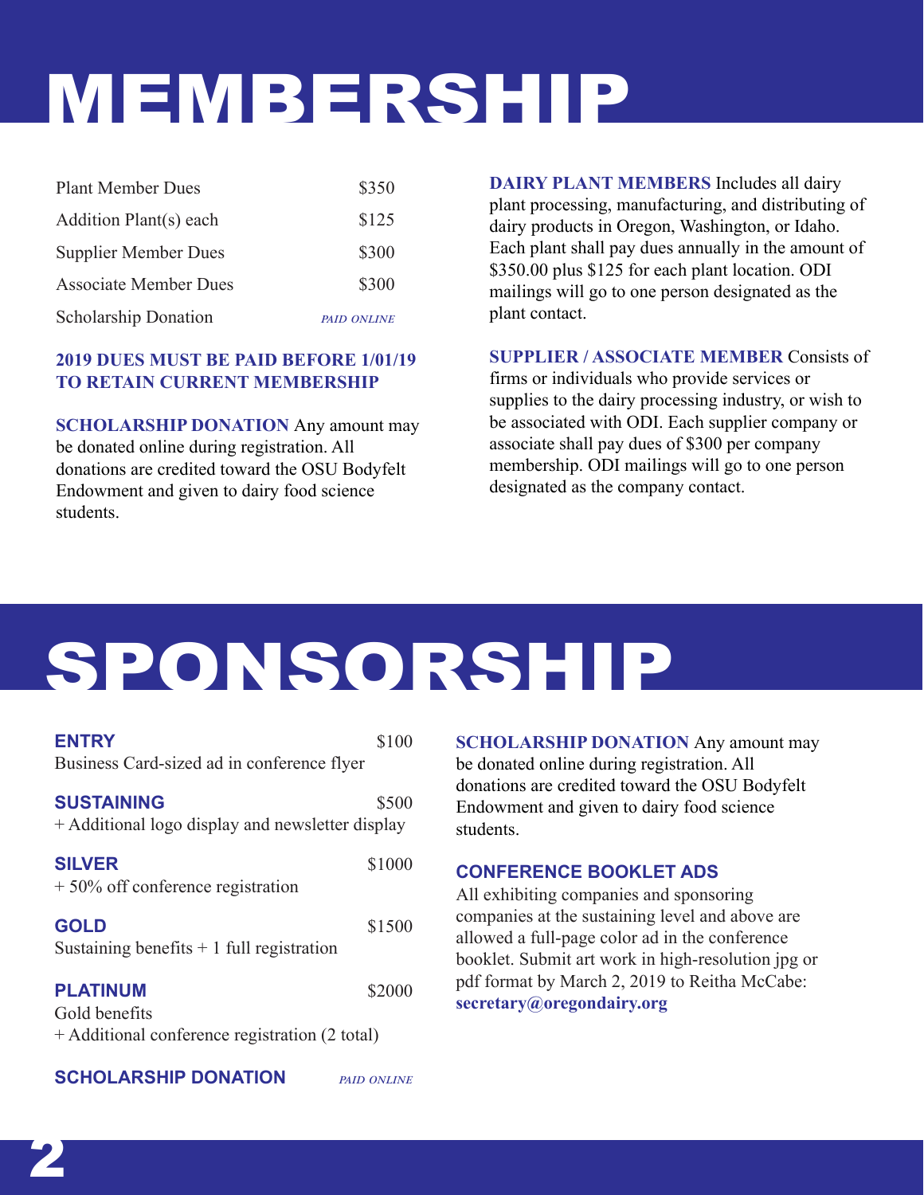# MEMBERSHIP

| | |
|---|---|
| Plant Member Dues | $350 |
| Addition Plant(s) each | $125 |
| Supplier Member Dues | $300 |
| Associate Member Dues | $300 |
| Scholarship Donation | *PAID ONLINE* |

**2019 DUES MUST BE PAID BEFORE 1/01/19 TO RETAIN CURRENT MEMBERSHIP**

**SCHOLARSHIP DONATION** Any amount may be donated online during registration. All donations are credited toward the OSU Bodyfelt Endowment and given to dairy food science students.

**DAIRY PLANT MEMBERS** Includes all dairy plant processing, manufacturing, and distributing of dairy products in Oregon, Washington, or Idaho. Each plant shall pay dues annually in the amount of $350.00 plus $125 for each plant location. ODI mailings will go to one person designated as the plant contact.

**SUPPLIER / ASSOCIATE MEMBER** Consists of firms or individuals who provide services or supplies to the dairy processing industry, or wish to be associated with ODI. Each supplier company or associate shall pay dues of $300 per company membership. ODI mailings will go to one person designated as the company contact.

# SPONSORSHIP

**ENTRY** — $100
Business Card-sized ad in conference flyer

**SUSTAINING** — $500
+ Additional logo display and newsletter display

**SILVER** — $1000
+ 50% off conference registration

**GOLD** — $1500
Sustaining benefits + 1 full registration

**PLATINUM** — $2000
Gold benefits
+ Additional conference registration (2 total)

**SCHOLARSHIP DONATION** — *PAID ONLINE*

**SCHOLARSHIP DONATION** Any amount may be donated online during registration. All donations are credited toward the OSU Bodyfelt Endowment and given to dairy food science students.

**CONFERENCE BOOKLET ADS**

All exhibiting companies and sponsoring companies at the sustaining level and above are allowed a full-page color ad in the conference booklet. Submit art work in high-resolution jpg or pdf format by March 2, 2019 to Reitha McCabe: **secretary@oregondairy.org**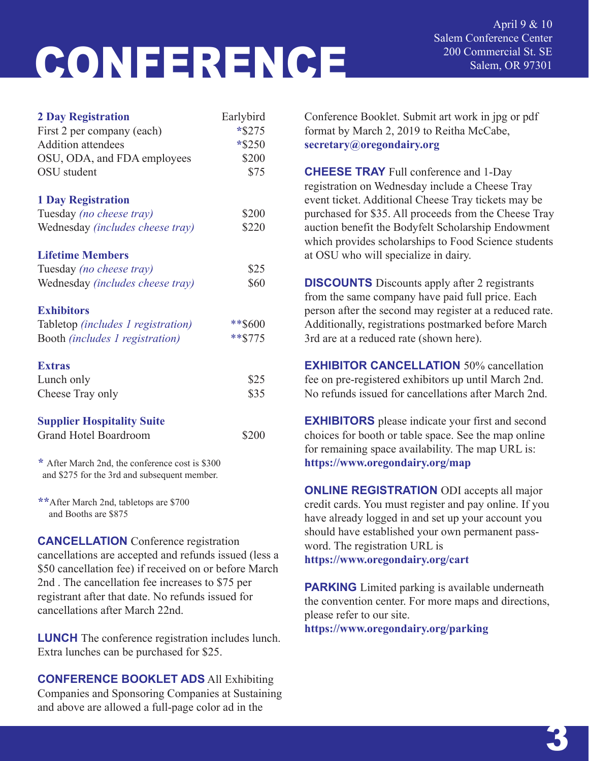# CONFERENCE

April 9 & 10
Salem Conference Center
200 Commercial St. SE
Salem, OR 97301

| | |
|---|---|
| **2 Day Registration** | Earlybird |
| First 2 per company (each) | *$275 |
| Addition attendees | *$250 |
| OSU, ODA, and FDA employees | $200 |
| OSU student | $75 |
| **1 Day Registration** | |
| Tuesday *(no cheese tray)* | $200 |
| Wednesday *(includes cheese tray)* | $220 |
| **Lifetime Members** | |
| Tuesday *(no cheese tray)* | $25 |
| Wednesday *(includes cheese tray)* | $60 |
| **Exhibitors** | |
| Tabletop *(includes 1 registration)* | **$600 |
| Booth *(includes 1 registration)* | **$775 |
| **Extras** | |
| Lunch only | $25 |
| Cheese Tray only | $35 |
| **Supplier Hospitality Suite** | |
| Grand Hotel Boardroom | $200 |

* After March 2nd, the conference cost is $300 and $275 for the 3rd and subsequent member.

**After March 2nd, tabletops are $700 and Booths are $875

**CANCELLATION** Conference registration cancellations are accepted and refunds issued (less a $50 cancellation fee) if received on or before March 2nd . The cancellation fee increases to $75 per registrant after that date. No refunds issued for cancellations after March 22nd.

**LUNCH** The conference registration includes lunch. Extra lunches can be purchased for $25.

**CONFERENCE BOOKLET ADS** All Exhibiting Companies and Sponsoring Companies at Sustaining and above are allowed a full-page color ad in the Conference Booklet. Submit art work in jpg or pdf format by March 2, 2019 to Reitha McCabe, **secretary@oregondairy.org**

**CHEESE TRAY** Full conference and 1-Day registration on Wednesday include a Cheese Tray event ticket. Additional Cheese Tray tickets may be purchased for $35. All proceeds from the Cheese Tray auction benefit the Bodyfelt Scholarship Endowment which provides scholarships to Food Science students at OSU who will specialize in dairy.

**DISCOUNTS** Discounts apply after 2 registrants from the same company have paid full price. Each person after the second may register at a reduced rate. Additionally, registrations postmarked before March 3rd are at a reduced rate (shown here).

**EXHIBITOR CANCELLATION** 50% cancellation fee on pre-registered exhibitors up until March 2nd. No refunds issued for cancellations after March 2nd.

**EXHIBITORS** please indicate your first and second choices for booth or table space. See the map online for remaining space availability. The map URL is: **https://www.oregondairy.org/map**

**ONLINE REGISTRATION** ODI accepts all major credit cards. You must register and pay online. If you have already logged in and set up your account you should have established your own permanent password. The registration URL is **https://www.oregondairy.org/cart**

**PARKING** Limited parking is available underneath the convention center. For more maps and directions, please refer to our site. **https://www.oregondairy.org/parking**